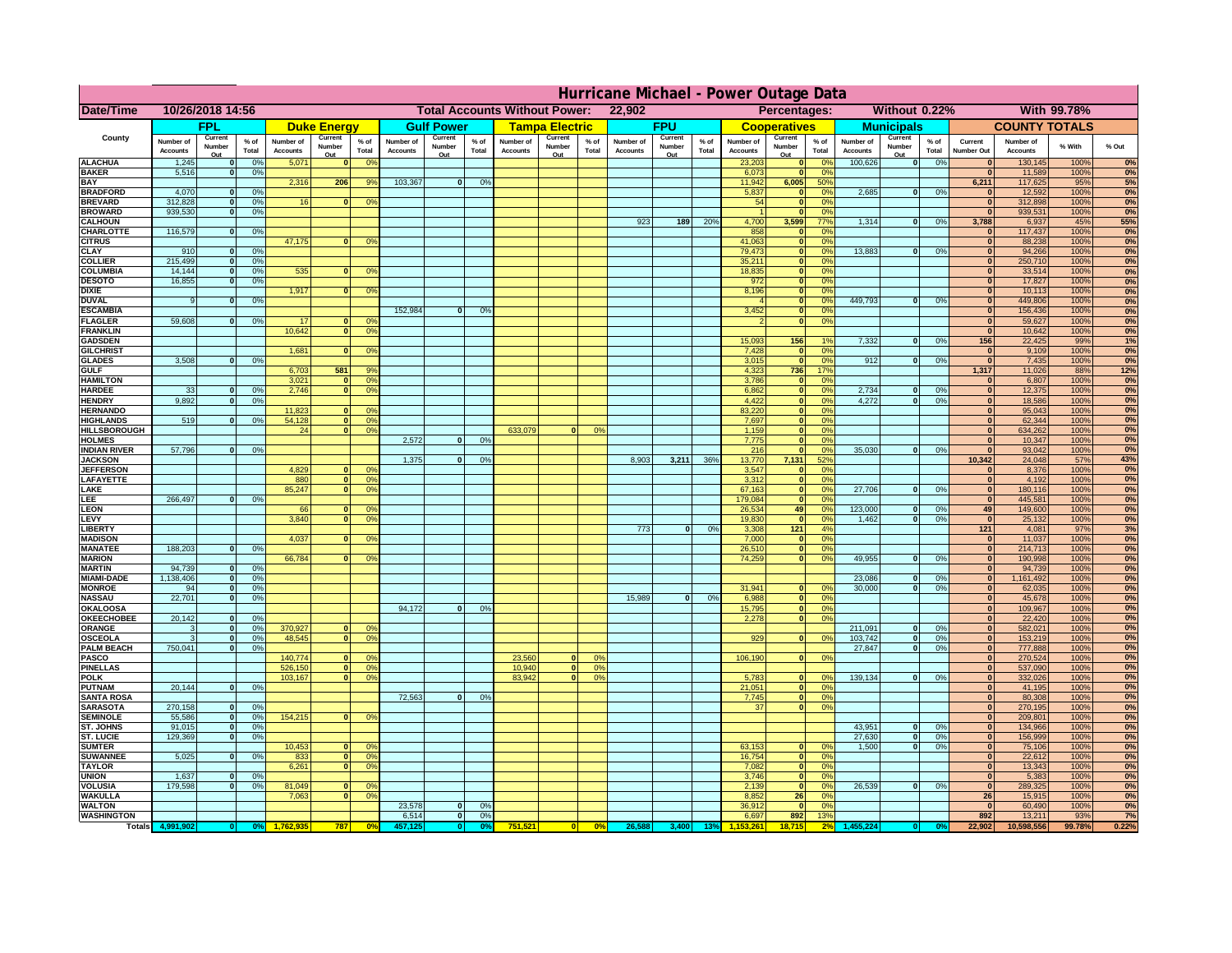# Hurricane Michael - Power Outage Data

| Date/Time | 10/26/2018 14:56 | Total Accounts Without Power: | 22,902 | Percentages: | Without 0.22% | With 99.78% |
|---|---|---|---|---|---|---|

| County | FPL | | | Duke Energy | | | Gulf Power | | | Tampa Electric | | | FPU | | | Cooperatives | | | Municipals | | | COUNTY TOTALS | | | |
|---|---|---|---|---|---|---|---|---|---|---|---|---|---|---|---|---|---|---|---|---|---|---|---|---|---|
| | Number of Accounts | Current Number Out | % of Total | Number of Accounts | Current Number Out | % of Total | Number of Accounts | Current Number Out | % of Total | Number of Accounts | Current Number Out | % of Total | Number of Accounts | Current Number Out | % of Total | Number of Accounts | Current Number Out | % of Total | Number of Accounts | Current Number Out | % of Total | Current Number Out | Number of Accounts | % With | % Out |
| ALACHUA | 1,245 | 0 | 0% | 5,071 | 0 | 0% | | | | | | | | | | 23,203 | 0 | 0% | 100,626 | 0 | 0% | 0 | 130,145 | 100% | 0% |
| BAKER | 5,516 | 0 | 0% | | | | | | | | | | | | | 6,073 | 0 | 0% | | | | 0 | 11,589 | 100% | 0% |
| BAY | | | | 2,316 | 206 | 9% | 103,367 | 0 | 0% | | | | | | | 11,942 | 6,005 | 50% | | | | 6,211 | 117,625 | 95% | 5% |
| BRADFORD | 4,070 | 0 | 0% | | | | | | | | | | | | | 5,837 | 0 | 0% | 2,685 | 0 | 0% | 0 | 12,592 | 100% | 0% |
| BREVARD | 312,828 | 0 | 0% | 16 | 0 | 0% | | | | | | | | | | 54 | 0 | 0% | | | | 0 | 312,898 | 100% | 0% |
| BROWARD | 939,530 | 0 | 0% | | | | | | | | | | | | | 1 | 0 | 0% | | | | 0 | 939,531 | 100% | 0% |
| CALHOUN | | | | | | | | | | | | | 923 | 189 | 20% | 4,700 | 3,599 | 77% | 1,314 | 0 | 0% | 3,788 | 6,937 | 45% | 55% |
| CHARLOTTE | 116,579 | 0 | 0% | | | | | | | | | | | | | 858 | 0 | 0% | | | | 0 | 117,437 | 100% | 0% |
| CITRUS | | | | 47,175 | 0 | 0% | | | | | | | | | | 41,063 | 0 | 0% | | | | 0 | 88,238 | 100% | 0% |
| CLAY | 910 | 0 | 0% | | | | | | | | | | | | | 79,473 | 0 | 0% | 13,883 | 0 | 0% | 0 | 94,266 | 100% | 0% |
| COLLIER | 215,499 | 0 | 0% | | | | | | | | | | | | | 35,211 | 0 | 0% | | | | 0 | 250,710 | 100% | 0% |
| COLUMBIA | 14,144 | 0 | 0% | 535 | 0 | 0% | | | | | | | | | | 18,835 | 0 | 0% | | | | 0 | 33,514 | 100% | 0% |
| DESOTO | 16,855 | 0 | 0% | | | | | | | | | | | | | 972 | 0 | 0% | | | | 0 | 17,827 | 100% | 0% |
| DIXIE | | | | 1,917 | 0 | 0% | | | | | | | | | | 8,196 | 0 | 0% | | | | 0 | 10,113 | 100% | 0% |
| DUVAL | 9 | 0 | 0% | | | | | | | | | | | | | 4 | 0 | 0% | 449,793 | 0 | 0% | 0 | 449,806 | 100% | 0% |
| ESCAMBIA | | | | | | | 152,984 | 0 | 0% | | | | | | | 3,452 | 0 | 0% | | | | 0 | 156,436 | 100% | 0% |
| FLAGLER | 59,608 | 0 | 0% | 17 | 0 | 0% | | | | | | | | | | 2 | 0 | 0% | | | | 0 | 59,627 | 100% | 0% |
| FRANKLIN | | | | 10,642 | 0 | 0% | | | | | | | | | | | | | | | | 0 | 10,642 | 100% | 0% |
| GADSDEN | | | | | | | | | | | | | | | | 15,093 | 156 | 1% | 7,332 | 0 | 0% | 156 | 22,425 | 99% | 1% |
| GILCHRIST | | | | 1,681 | 0 | 0% | | | | | | | | | | 7,428 | 0 | 0% | | | | 0 | 9,109 | 100% | 0% |
| GLADES | 3,508 | 0 | 0% | | | | | | | | | | | | | 3,015 | 0 | 0% | 912 | 0 | 0% | 0 | 7,435 | 100% | 0% |
| GULF | | | | 6,703 | 581 | 9% | | | | | | | | | | 4,323 | 736 | 17% | | | | 1,317 | 11,026 | 88% | 12% |
| HAMILTON | | | | 3,021 | 0 | 0% | | | | | | | | | | 3,786 | 0 | 0% | | | | 0 | 6,807 | 100% | 0% |
| HARDEE | 33 | 0 | 0% | 2,746 | 0 | 0% | | | | | | | | | | 6,862 | 0 | 0% | 2,734 | 0 | 0% | 0 | 12,375 | 100% | 0% |
| HENDRY | 9,892 | 0 | 0% | | | | | | | | | | | | | 4,422 | 0 | 0% | 4,272 | 0 | 0% | 0 | 18,586 | 100% | 0% |
| HERNANDO | | | | 11,823 | 0 | 0% | | | | | | | | | | 83,220 | 0 | 0% | | | | 0 | 95,043 | 100% | 0% |
| HIGHLANDS | 519 | 0 | 0% | 54,128 | 0 | 0% | | | | | | | | | | 7,697 | 0 | 0% | | | | 0 | 62,344 | 100% | 0% |
| HILLSBOROUGH | | | | 24 | 0 | 0% | | | | 633,079 | 0 | 0% | | | | 1,159 | 0 | 0% | | | | 0 | 634,262 | 100% | 0% |
| HOLMES | | | | | | | 2,572 | 0 | 0% | | | | | | | 7,775 | 0 | 0% | | | | 0 | 10,347 | 100% | 0% |
| INDIAN RIVER | 57,796 | 0 | 0% | | | | | | | | | | | | | 216 | 0 | 0% | 35,030 | 0 | 0% | 0 | 93,042 | 100% | 0% |
| JACKSON | | | | | | | 1,375 | 0 | 0% | | | | 8,903 | 3,211 | 36% | 13,770 | 7,131 | 52% | | | | 10,342 | 24,048 | 57% | 43% |
| JEFFERSON | | | | 4,829 | 0 | 0% | | | | | | | | | | 3,547 | 0 | 0% | | | | 0 | 8,376 | 100% | 0% |
| LAFAYETTE | | | | 880 | 0 | 0% | | | | | | | | | | 3,312 | 0 | 0% | | | | 0 | 4,192 | 100% | 0% |
| LAKE | | | | 85,247 | 0 | 0% | | | | | | | | | | 67,163 | 0 | 0% | 27,706 | 0 | 0% | 0 | 180,116 | 100% | 0% |
| LEE | 266,497 | 0 | 0% | | | | | | | | | | | | | 179,084 | 0 | 0% | | | | 0 | 445,581 | 100% | 0% |
| LEON | | | | 66 | 0 | 0% | | | | | | | | | | 26,534 | 49 | 0% | 123,000 | 0 | 0% | 49 | 149,600 | 100% | 0% |
| LEVY | | | | 3,840 | 0 | 0% | | | | | | | | | | 19,830 | 0 | 0% | 1,462 | 0 | 0% | 0 | 25,132 | 100% | 0% |
| LIBERTY | | | | | | | | | | | | | 773 | 0 | 0% | 3,308 | 121 | 4% | | | | 121 | 4,081 | 97% | 3% |
| MADISON | | | | 4,037 | 0 | 0% | | | | | | | | | | 7,000 | 0 | 0% | | | | 0 | 11,037 | 100% | 0% |
| MANATEE | 188,203 | 0 | 0% | | | | | | | | | | | | | 26,510 | 0 | 0% | | | | 0 | 214,713 | 100% | 0% |
| MARION | | | | 66,784 | 0 | 0% | | | | | | | | | | 74,259 | 0 | 0% | 49,955 | 0 | 0% | 0 | 190,998 | 100% | 0% |
| MARTIN | 94,739 | 0 | 0% | | | | | | | | | | | | | | | | | | | 0 | 94,739 | 100% | 0% |
| MIAMI-DADE | 1,138,406 | 0 | 0% | | | | | | | | | | | | | | | | 23,086 | 0 | 0% | 0 | 1,161,492 | 100% | 0% |
| MONROE | 94 | 0 | 0% | | | | | | | | | | | | | 31,941 | 0 | 0% | 30,000 | 0 | 0% | 0 | 62,035 | 100% | 0% |
| NASSAU | 22,701 | 0 | 0% | | | | | | | | | | 15,989 | 0 | 0% | 6,988 | 0 | 0% | | | | 0 | 45,678 | 100% | 0% |
| OKALOOSA | | | | | | | 94,172 | 0 | 0% | | | | | | | 15,795 | 0 | 0% | | | | 0 | 109,967 | 100% | 0% |
| OKEECHOBEE | 20,142 | 0 | 0% | | | | | | | | | | | | | 2,278 | 0 | 0% | | | | 0 | 22,420 | 100% | 0% |
| ORANGE | 3 | 0 | 0% | 370,927 | 0 | 0% | | | | | | | | | | | | | 211,091 | 0 | 0% | 0 | 582,021 | 100% | 0% |
| OSCEOLA | 3 | 0 | 0% | 48,545 | 0 | 0% | | | | | | | | | | 929 | 0 | 0% | 103,742 | 0 | 0% | 0 | 153,219 | 100% | 0% |
| PALM BEACH | 750,041 | 0 | 0% | | | | | | | | | | | | | | | | 27,847 | 0 | 0% | 0 | 777,888 | 100% | 0% |
| PASCO | | | | 140,774 | 0 | 0% | | | | 23,560 | 0 | 0% | | | | 106,190 | 0 | 0% | | | | 0 | 270,524 | 100% | 0% |
| PINELLAS | | | | 526,150 | 0 | 0% | | | | 10,940 | 0 | 0% | | | | | | | | | | 0 | 537,090 | 100% | 0% |
| POLK | | | | 103,167 | 0 | 0% | | | | 83,942 | 0 | 0% | | | | 5,783 | 0 | 0% | 139,134 | 0 | 0% | 0 | 332,026 | 100% | 0% |
| PUTNAM | 20,144 | 0 | 0% | | | | | | | | | | | | | 21,051 | 0 | 0% | | | | 0 | 41,195 | 100% | 0% |
| SANTA ROSA | | | | | | | 72,563 | 0 | 0% | | | | | | | 7,745 | 0 | 0% | | | | 0 | 80,308 | 100% | 0% |
| SARASOTA | 270,158 | 0 | 0% | | | | | | | | | | | | | 37 | 0 | 0% | | | | 0 | 270,195 | 100% | 0% |
| SEMINOLE | 55,586 | 0 | 0% | 154,215 | 0 | 0% | | | | | | | | | | | | | | | | 0 | 209,801 | 100% | 0% |
| ST. JOHNS | 91,015 | 0 | 0% | | | | | | | | | | | | | | | | 43,951 | 0 | 0% | 0 | 134,966 | 100% | 0% |
| ST. LUCIE | 129,369 | 0 | 0% | | | | | | | | | | | | | | | | 27,630 | 0 | 0% | 0 | 156,999 | 100% | 0% |
| SUMTER | | | | 10,453 | 0 | 0% | | | | | | | | | | 63,153 | 0 | 0% | 1,500 | 0 | 0% | 0 | 75,106 | 100% | 0% |
| SUWANNEE | 5,025 | 0 | 0% | 833 | 0 | 0% | | | | | | | | | | 16,754 | 0 | 0% | | | | 0 | 22,612 | 100% | 0% |
| TAYLOR | | | | 6,261 | 0 | 0% | | | | | | | | | | 7,082 | 0 | 0% | | | | 0 | 13,343 | 100% | 0% |
| UNION | 1,637 | 0 | 0% | | | | | | | | | | | | | 3,746 | 0 | 0% | | | | 0 | 5,383 | 100% | 0% |
| VOLUSIA | 179,598 | 0 | 0% | 81,049 | 0 | 0% | | | | | | | | | | 2,139 | 0 | 0% | 26,539 | 0 | 0% | 0 | 289,325 | 100% | 0% |
| WAKULLA | | | | 7,063 | 0 | 0% | | | | | | | | | | 8,852 | 26 | 0% | | | | 26 | 15,915 | 100% | 0% |
| WALTON | | | | | | | 23,578 | 0 | 0% | | | | | | | 36,912 | 0 | 0% | | | | 0 | 60,490 | 100% | 0% |
| WASHINGTON | | | | | | | 6,514 | 0 | 0% | | | | | | | 6,697 | 892 | 13% | | | | 892 | 13,211 | 93% | 7% |
| Totals | 4,991,902 | 0 | 0% | 1,762,935 | 787 | 0% | 457,125 | 0 | 0% | 751,521 | 0 | 0% | 26,588 | 3,400 | 13% | 1,153,261 | 18,715 | 2% | 1,455,224 | 0 | 0% | 22,902 | 10,598,556 | 99.78% | 0.22% |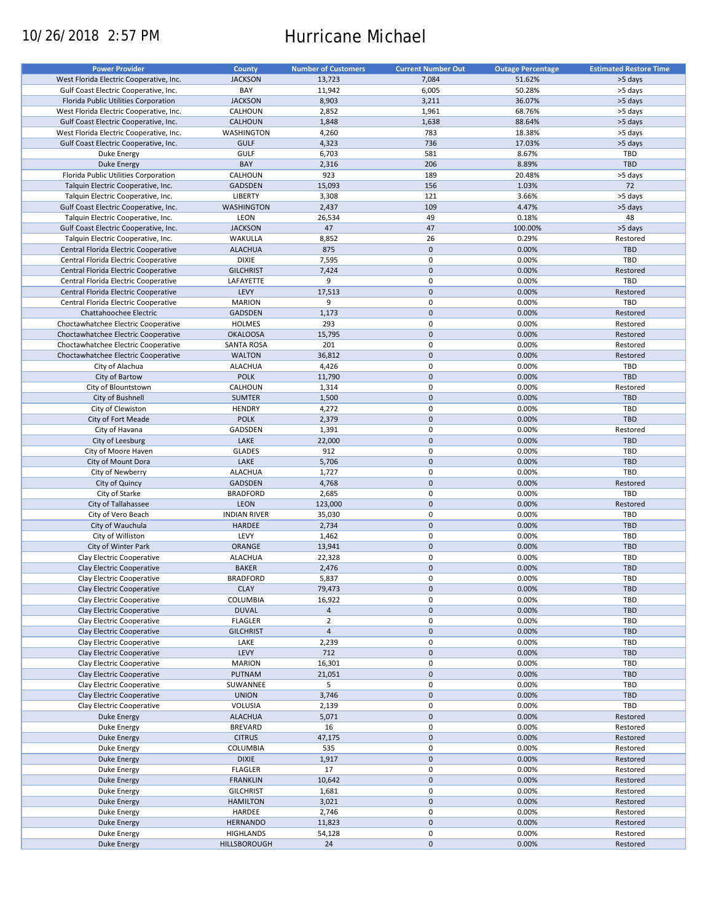10/26/2018 2:57 PM

# Hurricane Michael

| Power Provider | County | Number of Customers | Current Number Out | Outage Percentage | Estimated Restore Time |
|---|---|---|---|---|---|
| West Florida Electric Cooperative, Inc. | JACKSON | 13,723 | 7,084 | 51.62% | >5 days |
| Gulf Coast Electric Cooperative, Inc. | BAY | 11,942 | 6,005 | 50.28% | >5 days |
| Florida Public Utilities Corporation | JACKSON | 8,903 | 3,211 | 36.07% | >5 days |
| West Florida Electric Cooperative, Inc. | CALHOUN | 2,852 | 1,961 | 68.76% | >5 days |
| Gulf Coast Electric Cooperative, Inc. | CALHOUN | 1,848 | 1,638 | 88.64% | >5 days |
| West Florida Electric Cooperative, Inc. | WASHINGTON | 4,260 | 783 | 18.38% | >5 days |
| Gulf Coast Electric Cooperative, Inc. | GULF | 4,323 | 736 | 17.03% | >5 days |
| Duke Energy | GULF | 6,703 | 581 | 8.67% | TBD |
| Duke Energy | BAY | 2,316 | 206 | 8.89% | TBD |
| Florida Public Utilities Corporation | CALHOUN | 923 | 189 | 20.48% | >5 days |
| Talquin Electric Cooperative, Inc. | GADSDEN | 15,093 | 156 | 1.03% | 72 |
| Talquin Electric Cooperative, Inc. | LIBERTY | 3,308 | 121 | 3.66% | >5 days |
| Gulf Coast Electric Cooperative, Inc. | WASHINGTON | 2,437 | 109 | 4.47% | >5 days |
| Talquin Electric Cooperative, Inc. | LEON | 26,534 | 49 | 0.18% | 48 |
| Gulf Coast Electric Cooperative, Inc. | JACKSON | 47 | 47 | 100.00% | >5 days |
| Talquin Electric Cooperative, Inc. | WAKULLA | 8,852 | 26 | 0.29% | Restored |
| Central Florida Electric Cooperative | ALACHUA | 875 | 0 | 0.00% | TBD |
| Central Florida Electric Cooperative | DIXIE | 7,595 | 0 | 0.00% | TBD |
| Central Florida Electric Cooperative | GILCHRIST | 7,424 | 0 | 0.00% | Restored |
| Central Florida Electric Cooperative | LAFAYETTE | 9 | 0 | 0.00% | TBD |
| Central Florida Electric Cooperative | LEVY | 17,513 | 0 | 0.00% | Restored |
| Central Florida Electric Cooperative | MARION | 9 | 0 | 0.00% | TBD |
| Chattahoochee Electric | GADSDEN | 1,173 | 0 | 0.00% | Restored |
| Choctawhatchee Electric Cooperative | HOLMES | 293 | 0 | 0.00% | Restored |
| Choctawhatchee Electric Cooperative | OKALOOSA | 15,795 | 0 | 0.00% | Restored |
| Choctawhatchee Electric Cooperative | SANTA ROSA | 201 | 0 | 0.00% | Restored |
| Choctawhatchee Electric Cooperative | WALTON | 36,812 | 0 | 0.00% | Restored |
| City of Alachua | ALACHUA | 4,426 | 0 | 0.00% | TBD |
| City of Bartow | POLK | 11,790 | 0 | 0.00% | TBD |
| City of Blountstown | CALHOUN | 1,314 | 0 | 0.00% | Restored |
| City of Bushnell | SUMTER | 1,500 | 0 | 0.00% | TBD |
| City of Clewiston | HENDRY | 4,272 | 0 | 0.00% | TBD |
| City of Fort Meade | POLK | 2,379 | 0 | 0.00% | TBD |
| City of Havana | GADSDEN | 1,391 | 0 | 0.00% | Restored |
| City of Leesburg | LAKE | 22,000 | 0 | 0.00% | TBD |
| City of Moore Haven | GLADES | 912 | 0 | 0.00% | TBD |
| City of Mount Dora | LAKE | 5,706 | 0 | 0.00% | TBD |
| City of Newberry | ALACHUA | 1,727 | 0 | 0.00% | TBD |
| City of Quincy | GADSDEN | 4,768 | 0 | 0.00% | Restored |
| City of Starke | BRADFORD | 2,685 | 0 | 0.00% | TBD |
| City of Tallahassee | LEON | 123,000 | 0 | 0.00% | Restored |
| City of Vero Beach | INDIAN RIVER | 35,030 | 0 | 0.00% | TBD |
| City of Wauchula | HARDEE | 2,734 | 0 | 0.00% | TBD |
| City of Williston | LEVY | 1,462 | 0 | 0.00% | TBD |
| City of Winter Park | ORANGE | 13,941 | 0 | 0.00% | TBD |
| Clay Electric Cooperative | ALACHUA | 22,328 | 0 | 0.00% | TBD |
| Clay Electric Cooperative | BAKER | 2,476 | 0 | 0.00% | TBD |
| Clay Electric Cooperative | BRADFORD | 5,837 | 0 | 0.00% | TBD |
| Clay Electric Cooperative | CLAY | 79,473 | 0 | 0.00% | TBD |
| Clay Electric Cooperative | COLUMBIA | 16,922 | 0 | 0.00% | TBD |
| Clay Electric Cooperative | DUVAL | 4 | 0 | 0.00% | TBD |
| Clay Electric Cooperative | FLAGLER | 2 | 0 | 0.00% | TBD |
| Clay Electric Cooperative | GILCHRIST | 4 | 0 | 0.00% | TBD |
| Clay Electric Cooperative | LAKE | 2,239 | 0 | 0.00% | TBD |
| Clay Electric Cooperative | LEVY | 712 | 0 | 0.00% | TBD |
| Clay Electric Cooperative | MARION | 16,301 | 0 | 0.00% | TBD |
| Clay Electric Cooperative | PUTNAM | 21,051 | 0 | 0.00% | TBD |
| Clay Electric Cooperative | SUWANNEE | 5 | 0 | 0.00% | TBD |
| Clay Electric Cooperative | UNION | 3,746 | 0 | 0.00% | TBD |
| Clay Electric Cooperative | VOLUSIA | 2,139 | 0 | 0.00% | TBD |
| Duke Energy | ALACHUA | 5,071 | 0 | 0.00% | Restored |
| Duke Energy | BREVARD | 16 | 0 | 0.00% | Restored |
| Duke Energy | CITRUS | 47,175 | 0 | 0.00% | Restored |
| Duke Energy | COLUMBIA | 535 | 0 | 0.00% | Restored |
| Duke Energy | DIXIE | 1,917 | 0 | 0.00% | Restored |
| Duke Energy | FLAGLER | 17 | 0 | 0.00% | Restored |
| Duke Energy | FRANKLIN | 10,642 | 0 | 0.00% | Restored |
| Duke Energy | GILCHRIST | 1,681 | 0 | 0.00% | Restored |
| Duke Energy | HAMILTON | 3,021 | 0 | 0.00% | Restored |
| Duke Energy | HARDEE | 2,746 | 0 | 0.00% | Restored |
| Duke Energy | HERNANDO | 11,823 | 0 | 0.00% | Restored |
| Duke Energy | HIGHLANDS | 54,128 | 0 | 0.00% | Restored |
| Duke Energy | HILLSBOROUGH | 24 | 0 | 0.00% | Restored |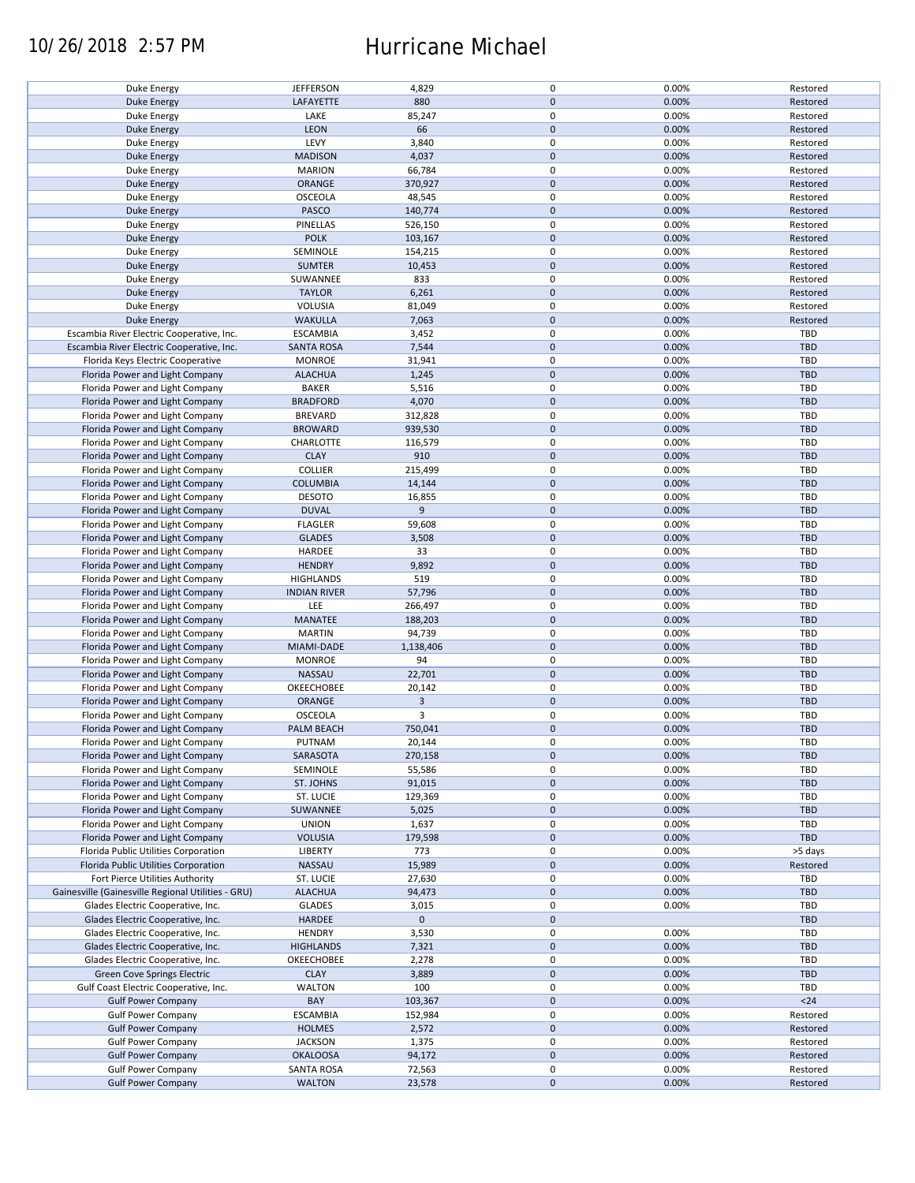| | | | | | |
|---|---|---|---|---|---|
| Duke Energy | JEFFERSON | 4,829 | 0 | 0.00% | Restored |
| Duke Energy | LAFAYETTE | 880 | 0 | 0.00% | Restored |
| Duke Energy | LAKE | 85,247 | 0 | 0.00% | Restored |
| Duke Energy | LEON | 66 | 0 | 0.00% | Restored |
| Duke Energy | LEVY | 3,840 | 0 | 0.00% | Restored |
| Duke Energy | MADISON | 4,037 | 0 | 0.00% | Restored |
| Duke Energy | MARION | 66,784 | 0 | 0.00% | Restored |
| Duke Energy | ORANGE | 370,927 | 0 | 0.00% | Restored |
| Duke Energy | OSCEOLA | 48,545 | 0 | 0.00% | Restored |
| Duke Energy | PASCO | 140,774 | 0 | 0.00% | Restored |
| Duke Energy | PINELLAS | 526,150 | 0 | 0.00% | Restored |
| Duke Energy | POLK | 103,167 | 0 | 0.00% | Restored |
| Duke Energy | SEMINOLE | 154,215 | 0 | 0.00% | Restored |
| Duke Energy | SUMTER | 10,453 | 0 | 0.00% | Restored |
| Duke Energy | SUWANNEE | 833 | 0 | 0.00% | Restored |
| Duke Energy | TAYLOR | 6,261 | 0 | 0.00% | Restored |
| Duke Energy | VOLUSIA | 81,049 | 0 | 0.00% | Restored |
| Duke Energy | WAKULLA | 7,063 | 0 | 0.00% | Restored |
| Escambia River Electric Cooperative, Inc. | ESCAMBIA | 3,452 | 0 | 0.00% | TBD |
| Escambia River Electric Cooperative, Inc. | SANTA ROSA | 7,544 | 0 | 0.00% | TBD |
| Florida Keys Electric Cooperative | MONROE | 31,941 | 0 | 0.00% | TBD |
| Florida Power and Light Company | ALACHUA | 1,245 | 0 | 0.00% | TBD |
| Florida Power and Light Company | BAKER | 5,516 | 0 | 0.00% | TBD |
| Florida Power and Light Company | BRADFORD | 4,070 | 0 | 0.00% | TBD |
| Florida Power and Light Company | BREVARD | 312,828 | 0 | 0.00% | TBD |
| Florida Power and Light Company | BROWARD | 939,530 | 0 | 0.00% | TBD |
| Florida Power and Light Company | CHARLOTTE | 116,579 | 0 | 0.00% | TBD |
| Florida Power and Light Company | CLAY | 910 | 0 | 0.00% | TBD |
| Florida Power and Light Company | COLLIER | 215,499 | 0 | 0.00% | TBD |
| Florida Power and Light Company | COLUMBIA | 14,144 | 0 | 0.00% | TBD |
| Florida Power and Light Company | DESOTO | 16,855 | 0 | 0.00% | TBD |
| Florida Power and Light Company | DUVAL | 9 | 0 | 0.00% | TBD |
| Florida Power and Light Company | FLAGLER | 59,608 | 0 | 0.00% | TBD |
| Florida Power and Light Company | GLADES | 3,508 | 0 | 0.00% | TBD |
| Florida Power and Light Company | HARDEE | 33 | 0 | 0.00% | TBD |
| Florida Power and Light Company | HENDRY | 9,892 | 0 | 0.00% | TBD |
| Florida Power and Light Company | HIGHLANDS | 519 | 0 | 0.00% | TBD |
| Florida Power and Light Company | INDIAN RIVER | 57,796 | 0 | 0.00% | TBD |
| Florida Power and Light Company | LEE | 266,497 | 0 | 0.00% | TBD |
| Florida Power and Light Company | MANATEE | 188,203 | 0 | 0.00% | TBD |
| Florida Power and Light Company | MARTIN | 94,739 | 0 | 0.00% | TBD |
| Florida Power and Light Company | MIAMI-DADE | 1,138,406 | 0 | 0.00% | TBD |
| Florida Power and Light Company | MONROE | 94 | 0 | 0.00% | TBD |
| Florida Power and Light Company | NASSAU | 22,701 | 0 | 0.00% | TBD |
| Florida Power and Light Company | OKEECHOBEE | 20,142 | 0 | 0.00% | TBD |
| Florida Power and Light Company | ORANGE | 3 | 0 | 0.00% | TBD |
| Florida Power and Light Company | OSCEOLA | 3 | 0 | 0.00% | TBD |
| Florida Power and Light Company | PALM BEACH | 750,041 | 0 | 0.00% | TBD |
| Florida Power and Light Company | PUTNAM | 20,144 | 0 | 0.00% | TBD |
| Florida Power and Light Company | SARASOTA | 270,158 | 0 | 0.00% | TBD |
| Florida Power and Light Company | SEMINOLE | 55,586 | 0 | 0.00% | TBD |
| Florida Power and Light Company | ST. JOHNS | 91,015 | 0 | 0.00% | TBD |
| Florida Power and Light Company | ST. LUCIE | 129,369 | 0 | 0.00% | TBD |
| Florida Power and Light Company | SUWANNEE | 5,025 | 0 | 0.00% | TBD |
| Florida Power and Light Company | UNION | 1,637 | 0 | 0.00% | TBD |
| Florida Power and Light Company | VOLUSIA | 179,598 | 0 | 0.00% | TBD |
| Florida Public Utilities Corporation | LIBERTY | 773 | 0 | 0.00% | >5 days |
| Florida Public Utilities Corporation | NASSAU | 15,989 | 0 | 0.00% | Restored |
| Fort Pierce Utilities Authority | ST. LUCIE | 27,630 | 0 | 0.00% | TBD |
| Gainesville (Gainesville Regional Utilities - GRU) | ALACHUA | 94,473 | 0 | 0.00% | TBD |
| Glades Electric Cooperative, Inc. | GLADES | 3,015 | 0 | 0.00% | TBD |
| Glades Electric Cooperative, Inc. | HARDEE | 0 | 0 | | TBD |
| Glades Electric Cooperative, Inc. | HENDRY | 3,530 | 0 | 0.00% | TBD |
| Glades Electric Cooperative, Inc. | HIGHLANDS | 7,321 | 0 | 0.00% | TBD |
| Glades Electric Cooperative, Inc. | OKEECHOBEE | 2,278 | 0 | 0.00% | TBD |
| Green Cove Springs Electric | CLAY | 3,889 | 0 | 0.00% | TBD |
| Gulf Coast Electric Cooperative, Inc. | WALTON | 100 | 0 | 0.00% | TBD |
| Gulf Power Company | BAY | 103,367 | 0 | 0.00% | <24 |
| Gulf Power Company | ESCAMBIA | 152,984 | 0 | 0.00% | Restored |
| Gulf Power Company | HOLMES | 2,572 | 0 | 0.00% | Restored |
| Gulf Power Company | JACKSON | 1,375 | 0 | 0.00% | Restored |
| Gulf Power Company | OKALOOSA | 94,172 | 0 | 0.00% | Restored |
| Gulf Power Company | SANTA ROSA | 72,563 | 0 | 0.00% | Restored |
| Gulf Power Company | WALTON | 23,578 | 0 | 0.00% | Restored |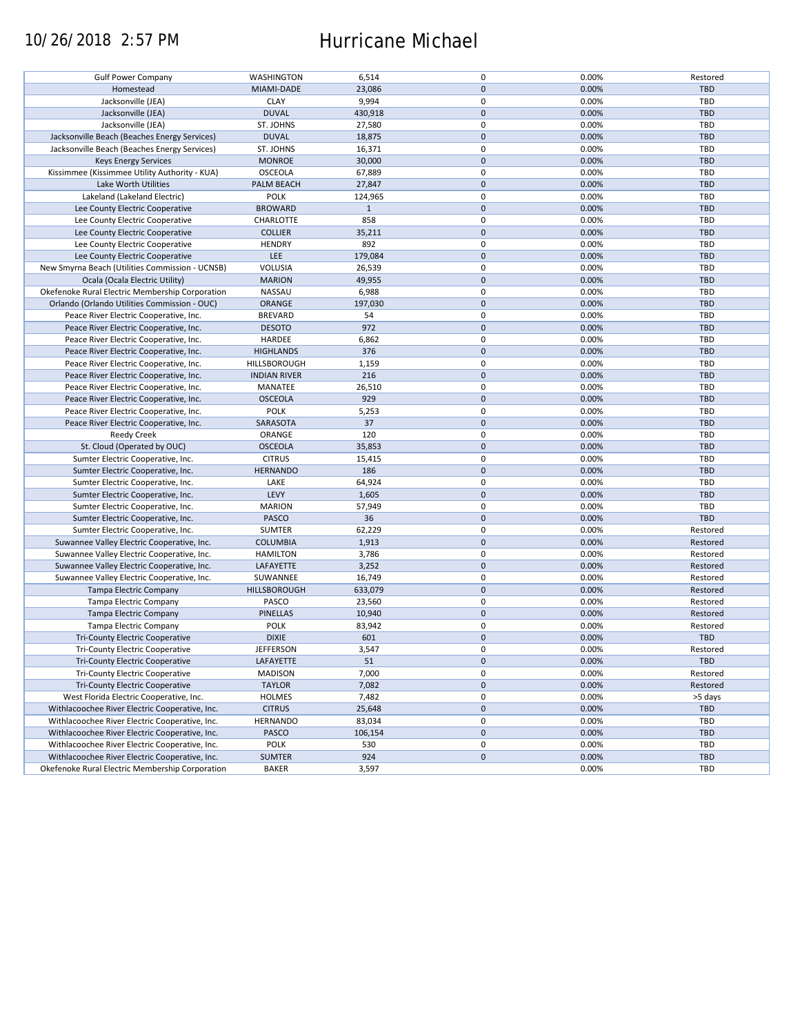| | | | | | |
|---|---|---|---|---|---|
| Gulf Power Company | WASHINGTON | 6,514 | 0 | 0.00% | Restored |
| Homestead | MIAMI-DADE | 23,086 | 0 | 0.00% | TBD |
| Jacksonville (JEA) | CLAY | 9,994 | 0 | 0.00% | TBD |
| Jacksonville (JEA) | DUVAL | 430,918 | 0 | 0.00% | TBD |
| Jacksonville (JEA) | ST. JOHNS | 27,580 | 0 | 0.00% | TBD |
| Jacksonville Beach (Beaches Energy Services) | DUVAL | 18,875 | 0 | 0.00% | TBD |
| Jacksonville Beach (Beaches Energy Services) | ST. JOHNS | 16,371 | 0 | 0.00% | TBD |
| Keys Energy Services | MONROE | 30,000 | 0 | 0.00% | TBD |
| Kissimmee (Kissimmee Utility Authority - KUA) | OSCEOLA | 67,889 | 0 | 0.00% | TBD |
| Lake Worth Utilities | PALM BEACH | 27,847 | 0 | 0.00% | TBD |
| Lakeland (Lakeland Electric) | POLK | 124,965 | 0 | 0.00% | TBD |
| Lee County Electric Cooperative | BROWARD | 1 | 0 | 0.00% | TBD |
| Lee County Electric Cooperative | CHARLOTTE | 858 | 0 | 0.00% | TBD |
| Lee County Electric Cooperative | COLLIER | 35,211 | 0 | 0.00% | TBD |
| Lee County Electric Cooperative | HENDRY | 892 | 0 | 0.00% | TBD |
| Lee County Electric Cooperative | LEE | 179,084 | 0 | 0.00% | TBD |
| New Smyrna Beach (Utilities Commission - UCNSB) | VOLUSIA | 26,539 | 0 | 0.00% | TBD |
| Ocala (Ocala Electric Utility) | MARION | 49,955 | 0 | 0.00% | TBD |
| Okefenoke Rural Electric Membership Corporation | NASSAU | 6,988 | 0 | 0.00% | TBD |
| Orlando (Orlando Utilities Commission - OUC) | ORANGE | 197,030 | 0 | 0.00% | TBD |
| Peace River Electric Cooperative, Inc. | BREVARD | 54 | 0 | 0.00% | TBD |
| Peace River Electric Cooperative, Inc. | DESOTO | 972 | 0 | 0.00% | TBD |
| Peace River Electric Cooperative, Inc. | HARDEE | 6,862 | 0 | 0.00% | TBD |
| Peace River Electric Cooperative, Inc. | HIGHLANDS | 376 | 0 | 0.00% | TBD |
| Peace River Electric Cooperative, Inc. | HILLSBOROUGH | 1,159 | 0 | 0.00% | TBD |
| Peace River Electric Cooperative, Inc. | INDIAN RIVER | 216 | 0 | 0.00% | TBD |
| Peace River Electric Cooperative, Inc. | MANATEE | 26,510 | 0 | 0.00% | TBD |
| Peace River Electric Cooperative, Inc. | OSCEOLA | 929 | 0 | 0.00% | TBD |
| Peace River Electric Cooperative, Inc. | POLK | 5,253 | 0 | 0.00% | TBD |
| Peace River Electric Cooperative, Inc. | SARASOTA | 37 | 0 | 0.00% | TBD |
| Reedy Creek | ORANGE | 120 | 0 | 0.00% | TBD |
| St. Cloud (Operated by OUC) | OSCEOLA | 35,853 | 0 | 0.00% | TBD |
| Sumter Electric Cooperative, Inc. | CITRUS | 15,415 | 0 | 0.00% | TBD |
| Sumter Electric Cooperative, Inc. | HERNANDO | 186 | 0 | 0.00% | TBD |
| Sumter Electric Cooperative, Inc. | LAKE | 64,924 | 0 | 0.00% | TBD |
| Sumter Electric Cooperative, Inc. | LEVY | 1,605 | 0 | 0.00% | TBD |
| Sumter Electric Cooperative, Inc. | MARION | 57,949 | 0 | 0.00% | TBD |
| Sumter Electric Cooperative, Inc. | PASCO | 36 | 0 | 0.00% | TBD |
| Sumter Electric Cooperative, Inc. | SUMTER | 62,229 | 0 | 0.00% | Restored |
| Suwannee Valley Electric Cooperative, Inc. | COLUMBIA | 1,913 | 0 | 0.00% | Restored |
| Suwannee Valley Electric Cooperative, Inc. | HAMILTON | 3,786 | 0 | 0.00% | Restored |
| Suwannee Valley Electric Cooperative, Inc. | LAFAYETTE | 3,252 | 0 | 0.00% | Restored |
| Suwannee Valley Electric Cooperative, Inc. | SUWANNEE | 16,749 | 0 | 0.00% | Restored |
| Tampa Electric Company | HILLSBOROUGH | 633,079 | 0 | 0.00% | Restored |
| Tampa Electric Company | PASCO | 23,560 | 0 | 0.00% | Restored |
| Tampa Electric Company | PINELLAS | 10,940 | 0 | 0.00% | Restored |
| Tampa Electric Company | POLK | 83,942 | 0 | 0.00% | Restored |
| Tri-County Electric Cooperative | DIXIE | 601 | 0 | 0.00% | TBD |
| Tri-County Electric Cooperative | JEFFERSON | 3,547 | 0 | 0.00% | Restored |
| Tri-County Electric Cooperative | LAFAYETTE | 51 | 0 | 0.00% | TBD |
| Tri-County Electric Cooperative | MADISON | 7,000 | 0 | 0.00% | Restored |
| Tri-County Electric Cooperative | TAYLOR | 7,082 | 0 | 0.00% | Restored |
| West Florida Electric Cooperative, Inc. | HOLMES | 7,482 | 0 | 0.00% | >5 days |
| Withlacoochee River Electric Cooperative, Inc. | CITRUS | 25,648 | 0 | 0.00% | TBD |
| Withlacoochee River Electric Cooperative, Inc. | HERNANDO | 83,034 | 0 | 0.00% | TBD |
| Withlacoochee River Electric Cooperative, Inc. | PASCO | 106,154 | 0 | 0.00% | TBD |
| Withlacoochee River Electric Cooperative, Inc. | POLK | 530 | 0 | 0.00% | TBD |
| Withlacoochee River Electric Cooperative, Inc. | SUMTER | 924 | 0 | 0.00% | TBD |
| Okefenoke Rural Electric Membership Corporation | BAKER | 3,597 | | 0.00% | TBD |